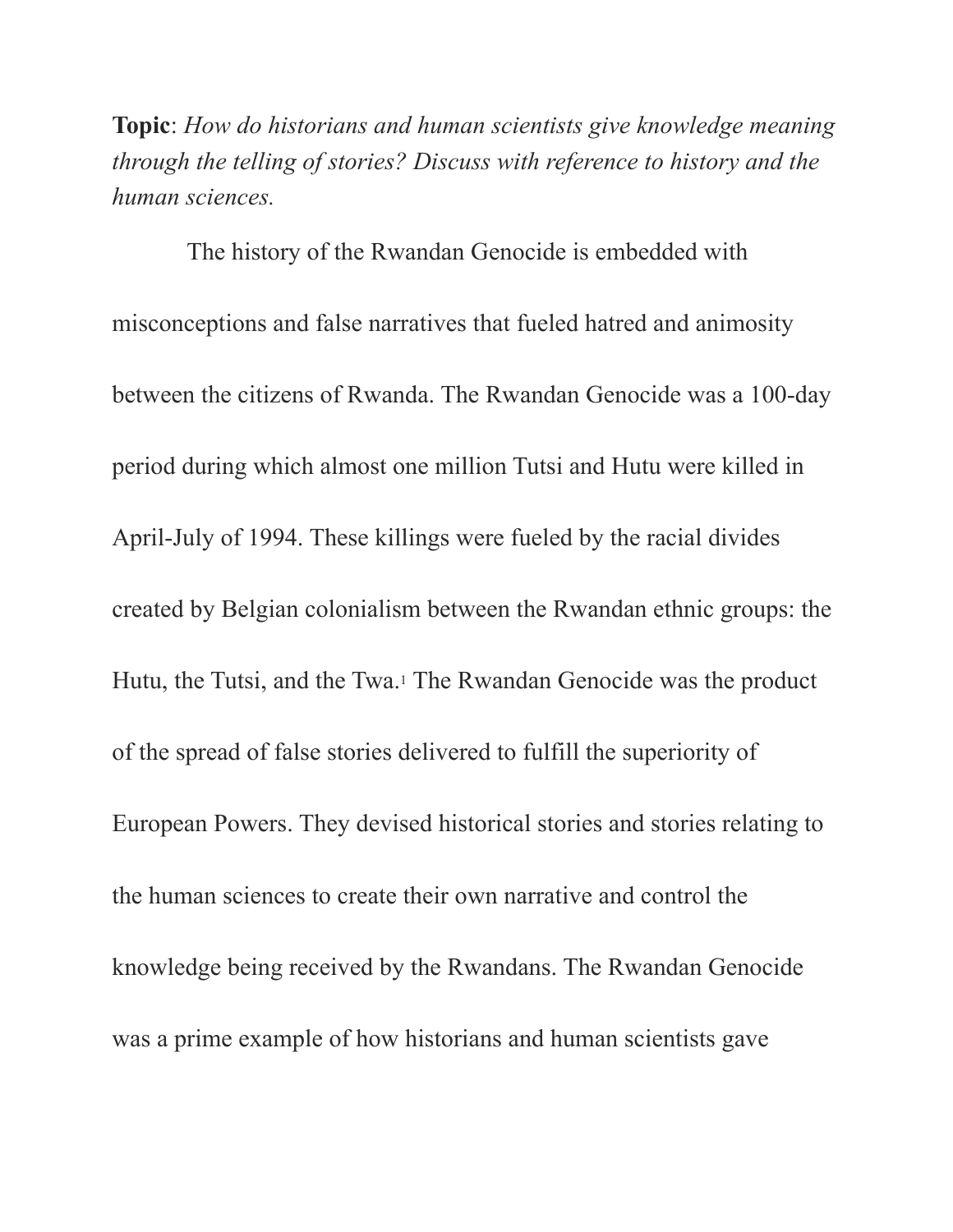**Topic**: *How do historians and human scientists give knowledge meaning through the telling of stories? Discuss with reference to history and the human sciences.*

The history of the Rwandan Genocide is embedded with misconceptions and false narratives that fueled hatred and animosity between the citizens of Rwanda. The Rwandan Genocide was a 100-day period during which almost one million Tutsi and Hutu were killed in April-July of 1994. These killings were fueled by the racial divides created by Belgian colonialism between the Rwandan ethnic groups: the Hutu, the Tutsi, and the Twa.[1] The Rwandan Genocide was the product of the spread of false stories delivered to fulfill the superiority of European Powers. They devised historical stories and stories relating to the human sciences to create their own narrative and control the knowledge being received by the Rwandans. The Rwandan Genocide was a prime example of how historians and human scientists gave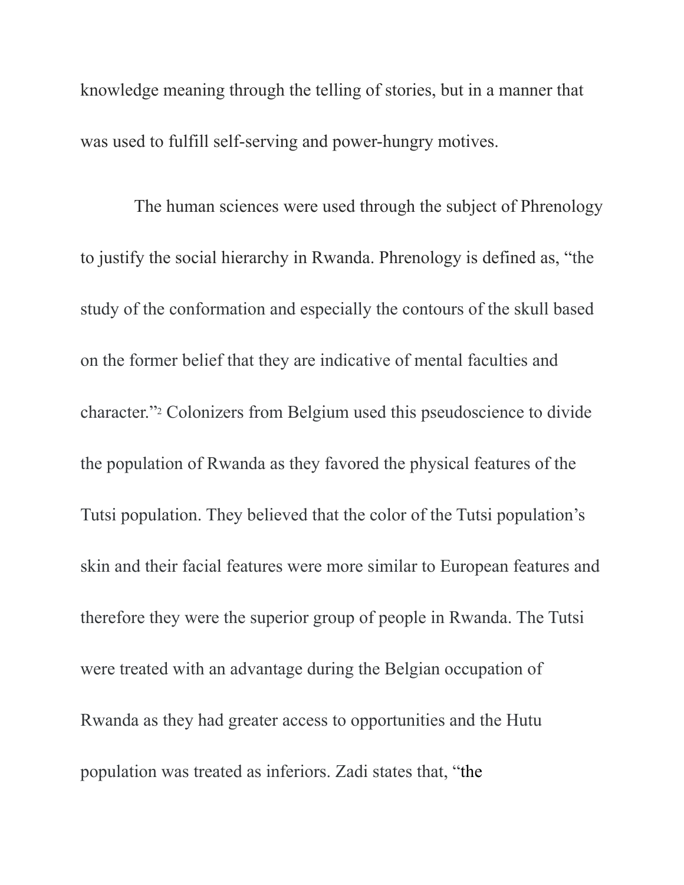knowledge meaning through the telling of stories, but in a manner that was used to fulfill self-serving and power-hungry motives.

The human sciences were used through the subject of Phrenology to justify the social hierarchy in Rwanda. Phrenology is defined as, "the study of the conformation and especially the contours of the skull based on the former belief that they are indicative of mental faculties and character."[2] Colonizers from Belgium used this pseudoscience to divide the population of Rwanda as they favored the physical features of the Tutsi population. They believed that the color of the Tutsi population's skin and their facial features were more similar to European features and therefore they were the superior group of people in Rwanda. The Tutsi were treated with an advantage during the Belgian occupation of Rwanda as they had greater access to opportunities and the Hutu population was treated as inferiors. Zadi states that, "the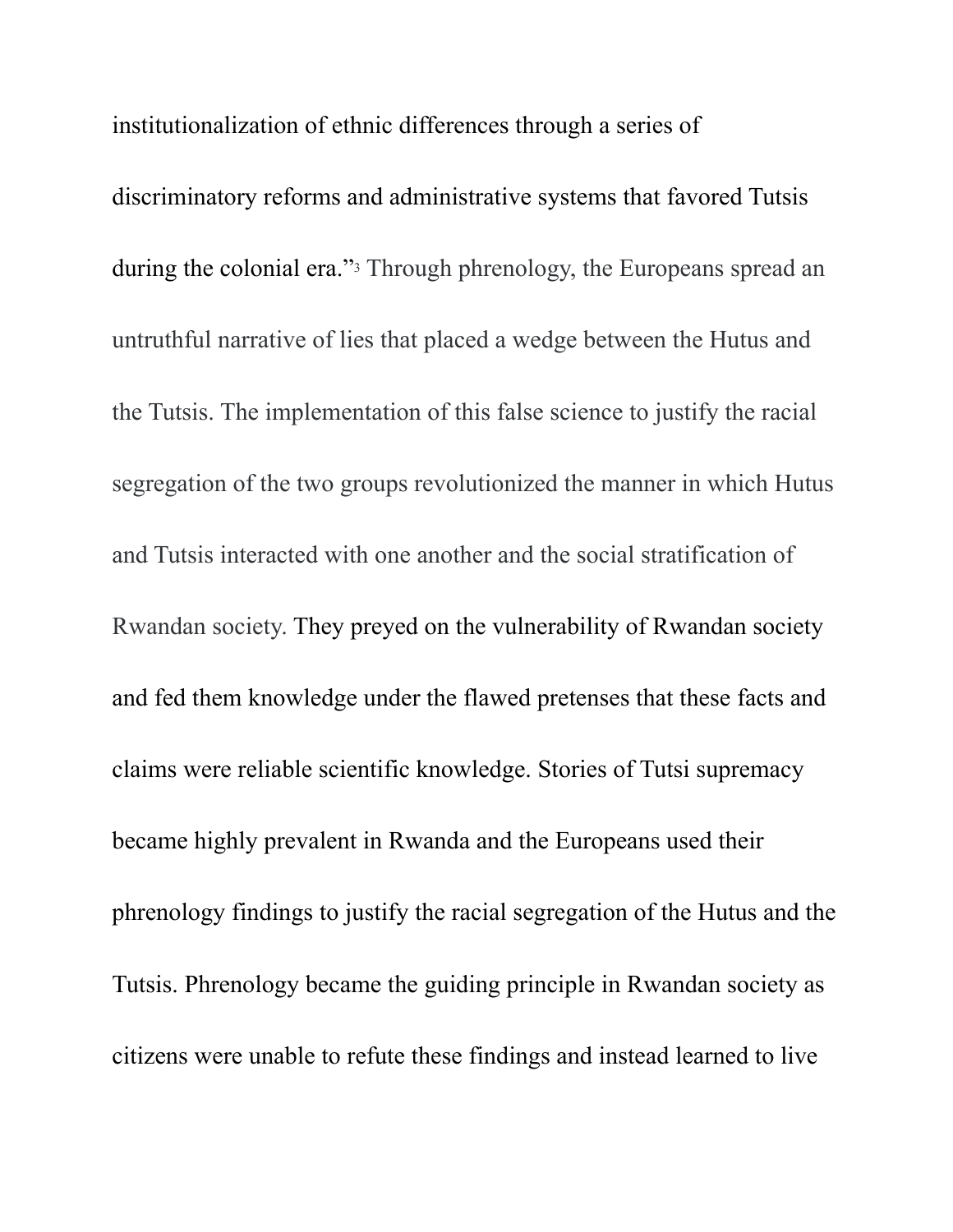institutionalization of ethnic differences through a series of discriminatory reforms and administrative systems that favored Tutsis during the colonial era."[3] Through phrenology, the Europeans spread an untruthful narrative of lies that placed a wedge between the Hutus and the Tutsis. The implementation of this false science to justify the racial segregation of the two groups revolutionized the manner in which Hutus and Tutsis interacted with one another and the social stratification of Rwandan society. They preyed on the vulnerability of Rwandan society and fed them knowledge under the flawed pretenses that these facts and claims were reliable scientific knowledge. Stories of Tutsi supremacy became highly prevalent in Rwanda and the Europeans used their phrenology findings to justify the racial segregation of the Hutus and the Tutsis. Phrenology became the guiding principle in Rwandan society as citizens were unable to refute these findings and instead learned to live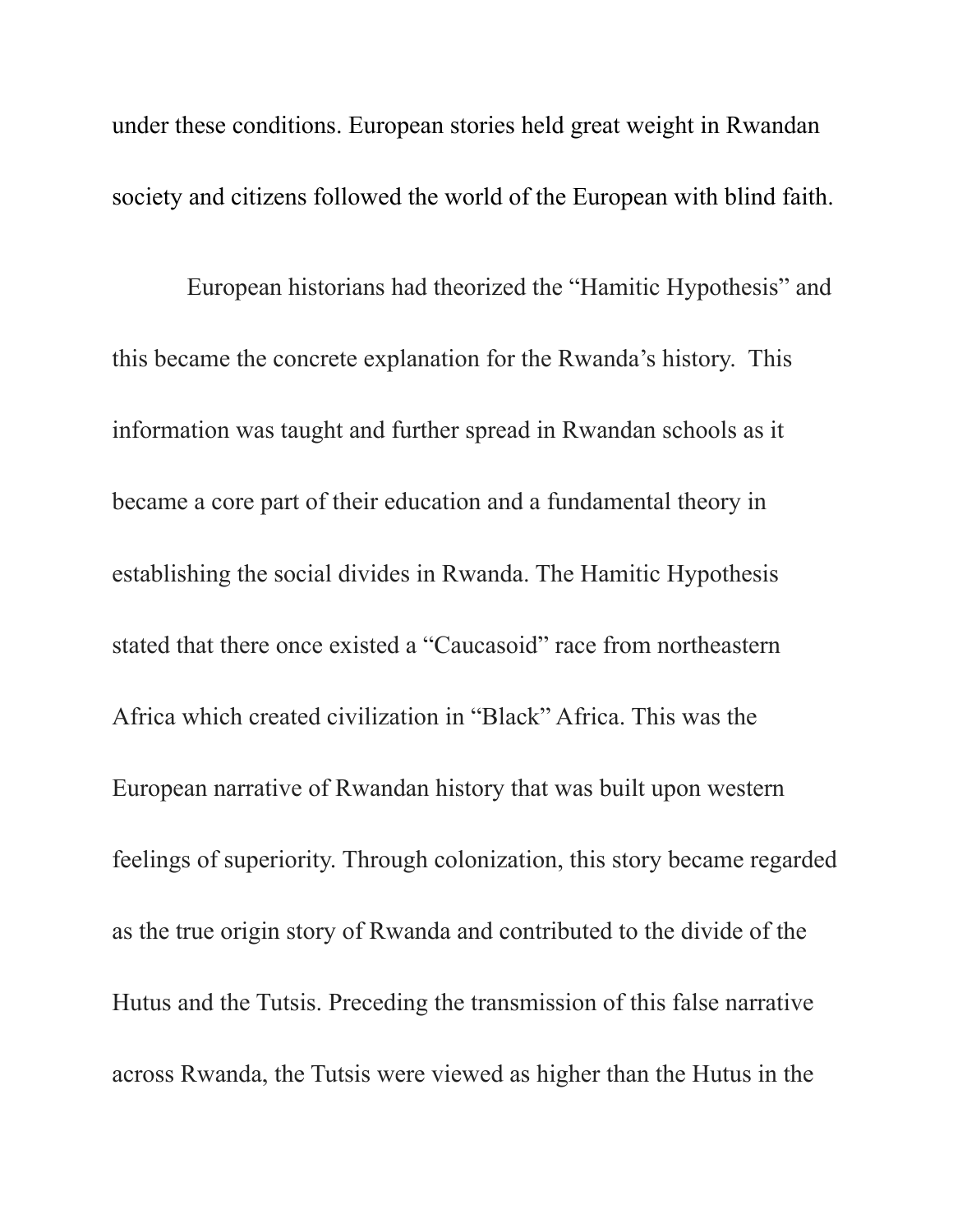under these conditions. European stories held great weight in Rwandan society and citizens followed the world of the European with blind faith.

European historians had theorized the "Hamitic Hypothesis" and this became the concrete explanation for the Rwanda's history. This information was taught and further spread in Rwandan schools as it became a core part of their education and a fundamental theory in establishing the social divides in Rwanda. The Hamitic Hypothesis stated that there once existed a "Caucasoid" race from northeastern Africa which created civilization in "Black" Africa. This was the European narrative of Rwandan history that was built upon western feelings of superiority. Through colonization, this story became regarded as the true origin story of Rwanda and contributed to the divide of the Hutus and the Tutsis. Preceding the transmission of this false narrative across Rwanda, the Tutsis were viewed as higher than the Hutus in the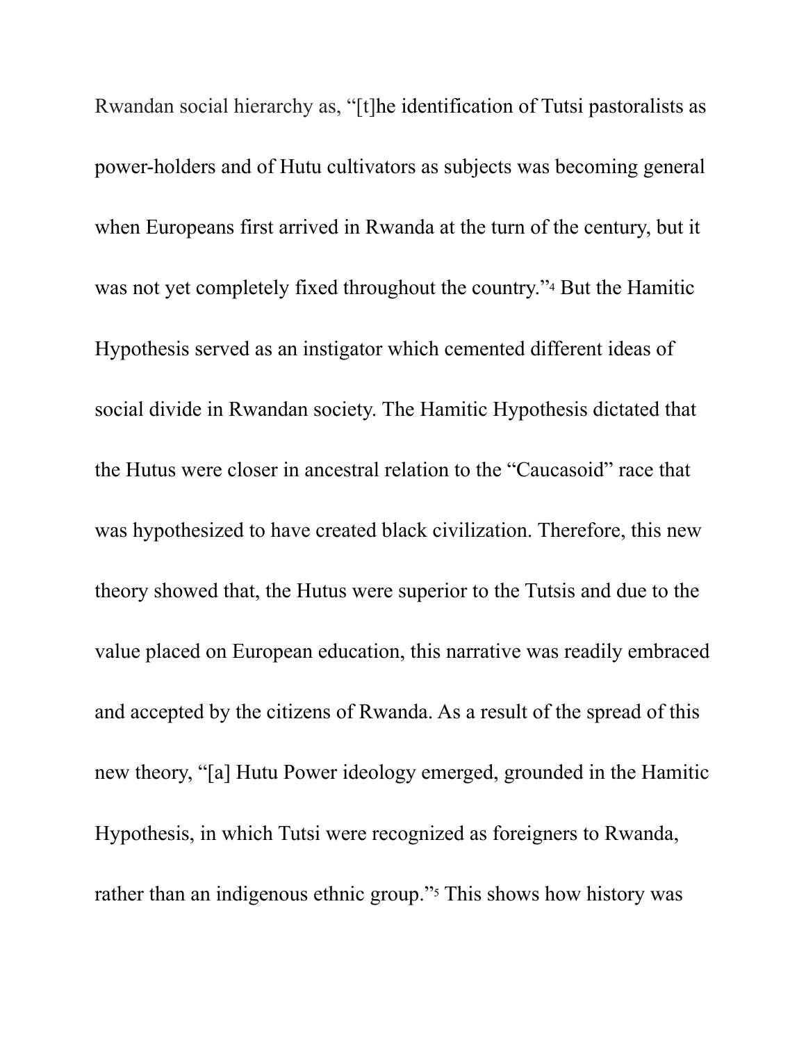Rwandan social hierarchy as, "[t]he identification of Tutsi pastoralists as power-holders and of Hutu cultivators as subjects was becoming general when Europeans first arrived in Rwanda at the turn of the century, but it was not yet completely fixed throughout the country."[4] But the Hamitic Hypothesis served as an instigator which cemented different ideas of social divide in Rwandan society. The Hamitic Hypothesis dictated that the Hutus were closer in ancestral relation to the "Caucasoid" race that was hypothesized to have created black civilization. Therefore, this new theory showed that, the Hutus were superior to the Tutsis and due to the value placed on European education, this narrative was readily embraced and accepted by the citizens of Rwanda. As a result of the spread of this new theory, "[a] Hutu Power ideology emerged, grounded in the Hamitic Hypothesis, in which Tutsi were recognized as foreigners to Rwanda, rather than an indigenous ethnic group."[5] This shows how history was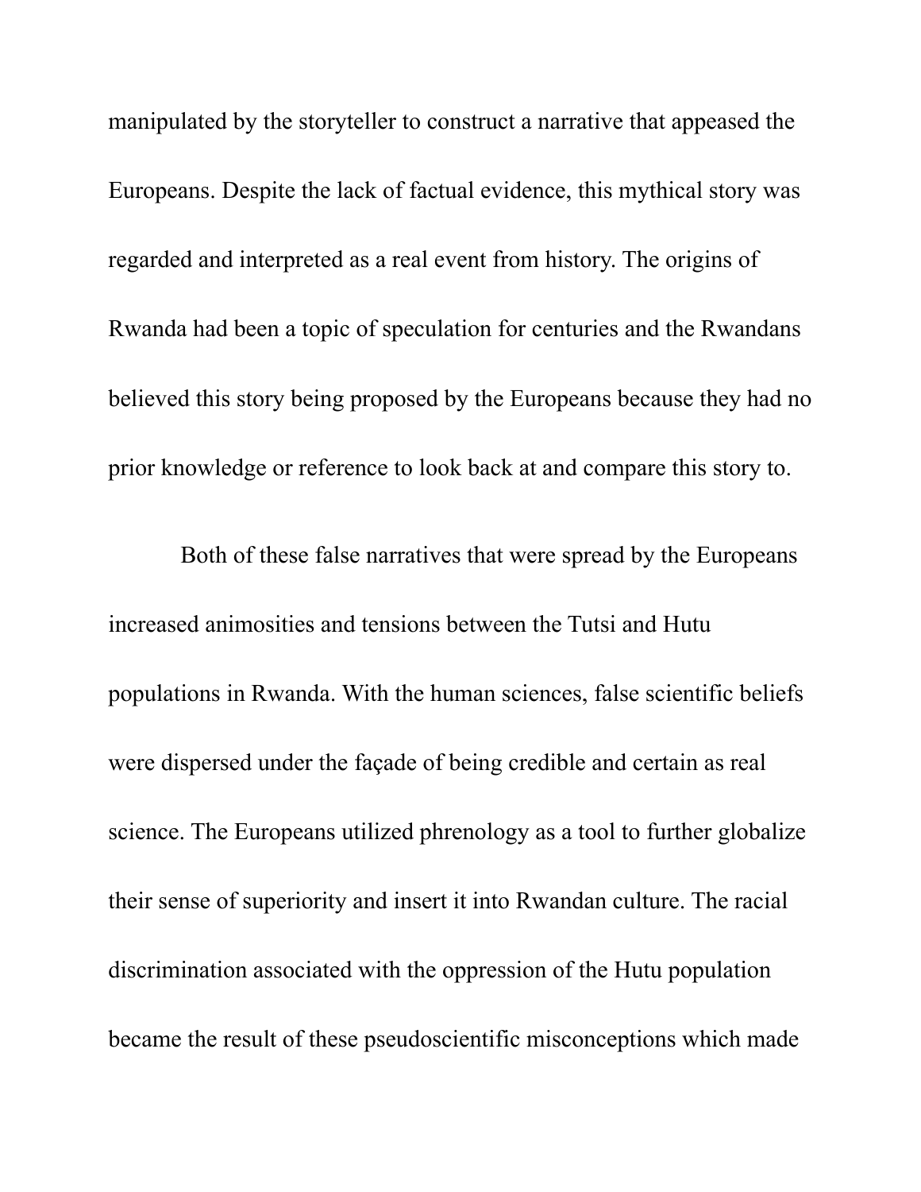manipulated by the storyteller to construct a narrative that appeased the Europeans. Despite the lack of factual evidence, this mythical story was regarded and interpreted as a real event from history. The origins of Rwanda had been a topic of speculation for centuries and the Rwandans believed this story being proposed by the Europeans because they had no prior knowledge or reference to look back at and compare this story to.

Both of these false narratives that were spread by the Europeans increased animosities and tensions between the Tutsi and Hutu populations in Rwanda. With the human sciences, false scientific beliefs were dispersed under the façade of being credible and certain as real science. The Europeans utilized phrenology as a tool to further globalize their sense of superiority and insert it into Rwandan culture. The racial discrimination associated with the oppression of the Hutu population became the result of these pseudoscientific misconceptions which made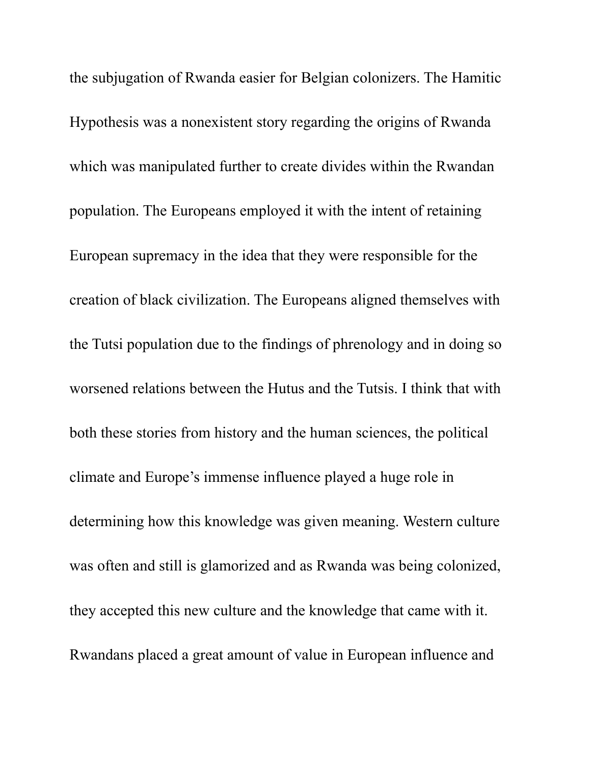the subjugation of Rwanda easier for Belgian colonizers. The Hamitic Hypothesis was a nonexistent story regarding the origins of Rwanda which was manipulated further to create divides within the Rwandan population. The Europeans employed it with the intent of retaining European supremacy in the idea that they were responsible for the creation of black civilization. The Europeans aligned themselves with the Tutsi population due to the findings of phrenology and in doing so worsened relations between the Hutus and the Tutsis. I think that with both these stories from history and the human sciences, the political climate and Europe's immense influence played a huge role in determining how this knowledge was given meaning. Western culture was often and still is glamorized and as Rwanda was being colonized, they accepted this new culture and the knowledge that came with it. Rwandans placed a great amount of value in European influence and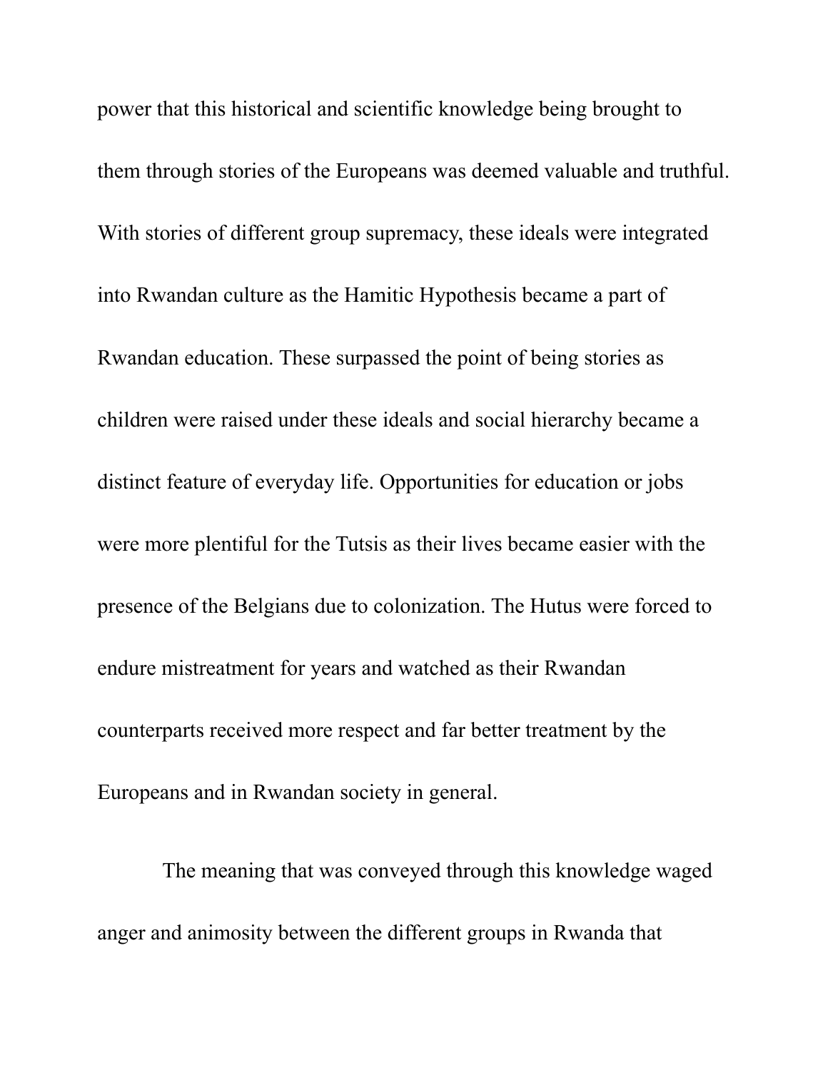power that this historical and scientific knowledge being brought to them through stories of the Europeans was deemed valuable and truthful. With stories of different group supremacy, these ideals were integrated into Rwandan culture as the Hamitic Hypothesis became a part of Rwandan education. These surpassed the point of being stories as children were raised under these ideals and social hierarchy became a distinct feature of everyday life. Opportunities for education or jobs were more plentiful for the Tutsis as their lives became easier with the presence of the Belgians due to colonization. The Hutus were forced to endure mistreatment for years and watched as their Rwandan counterparts received more respect and far better treatment by the Europeans and in Rwandan society in general.

The meaning that was conveyed through this knowledge waged anger and animosity between the different groups in Rwanda that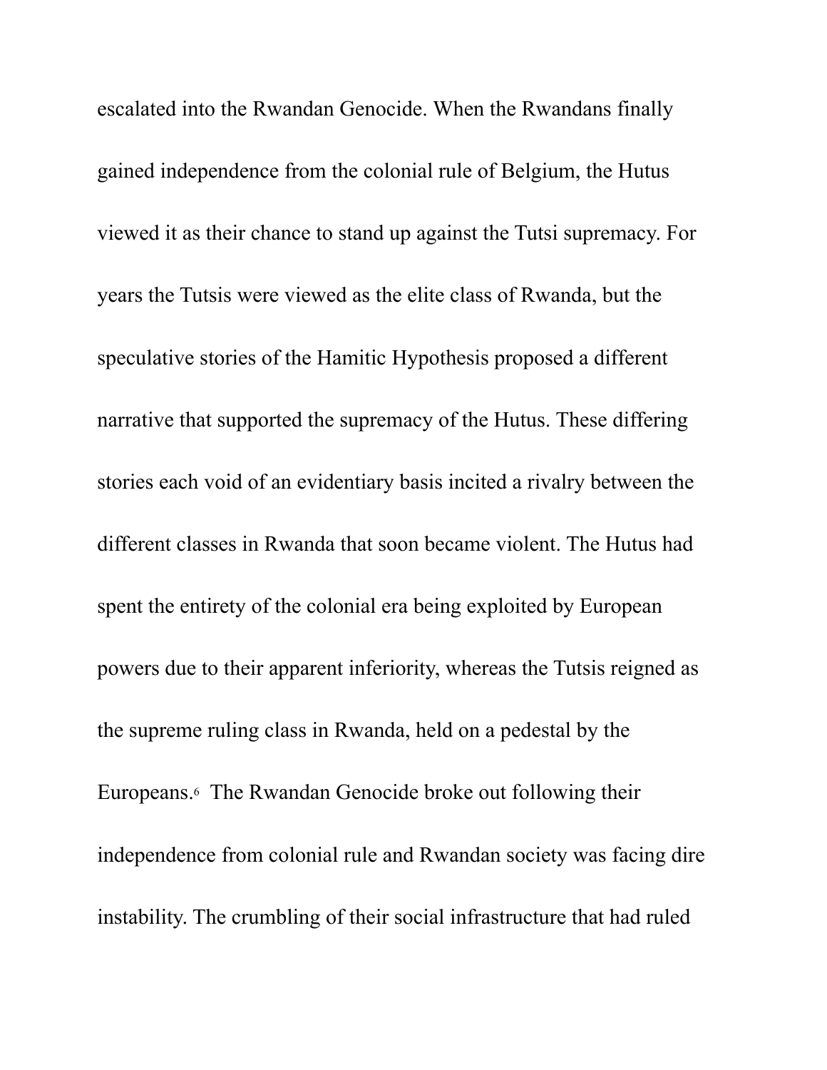escalated into the Rwandan Genocide. When the Rwandans finally gained independence from the colonial rule of Belgium, the Hutus viewed it as their chance to stand up against the Tutsi supremacy. For years the Tutsis were viewed as the elite class of Rwanda, but the speculative stories of the Hamitic Hypothesis proposed a different narrative that supported the supremacy of the Hutus. These differing stories each void of an evidentiary basis incited a rivalry between the different classes in Rwanda that soon became violent. The Hutus had spent the entirety of the colonial era being exploited by European powers due to their apparent inferiority, whereas the Tutsis reigned as the supreme ruling class in Rwanda, held on a pedestal by the Europeans.[6] The Rwandan Genocide broke out following their independence from colonial rule and Rwandan society was facing dire instability. The crumbling of their social infrastructure that had ruled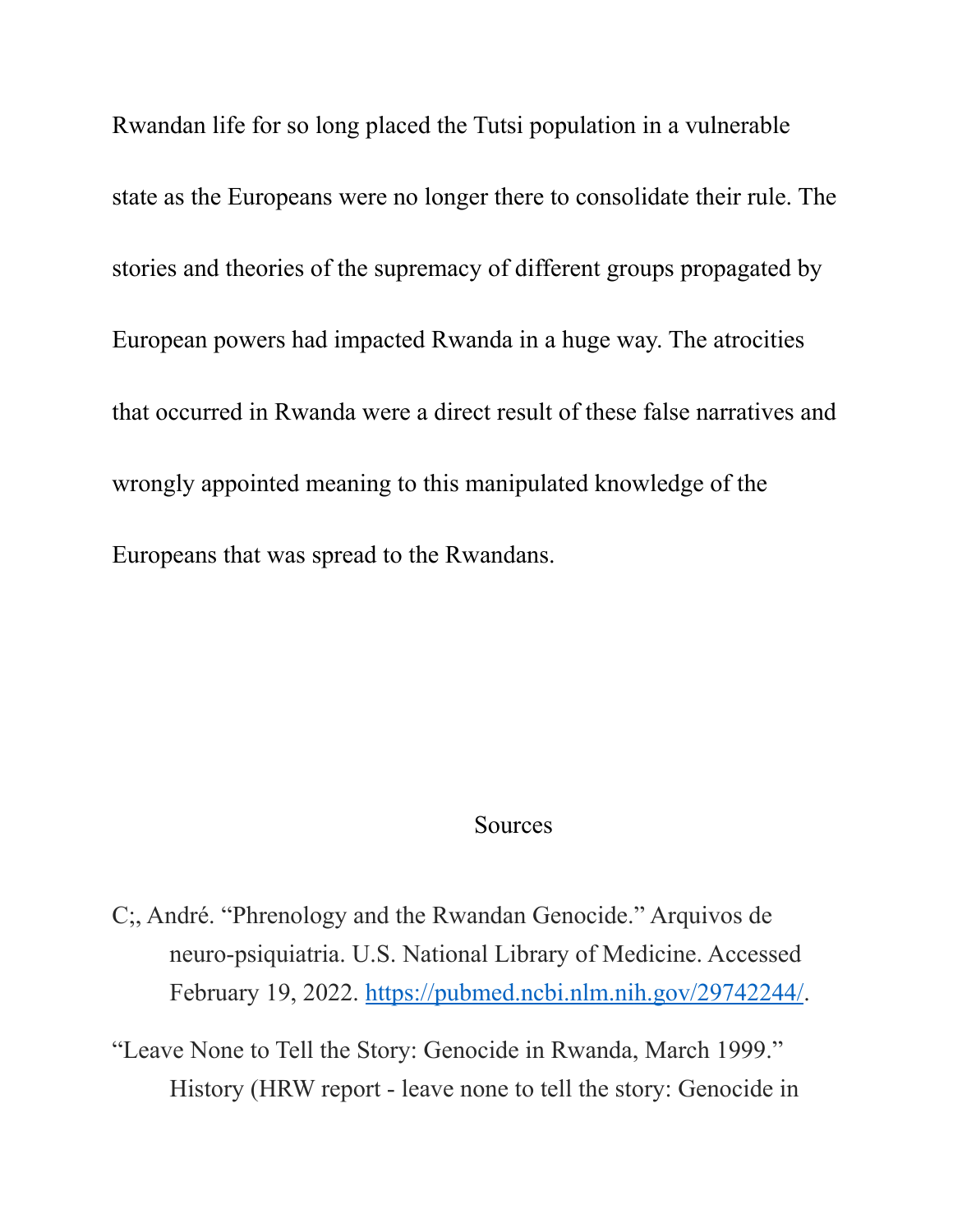Rwandan life for so long placed the Tutsi population in a vulnerable state as the Europeans were no longer there to consolidate their rule. The stories and theories of the supremacy of different groups propagated by European powers had impacted Rwanda in a huge way. The atrocities that occurred in Rwanda were a direct result of these false narratives and wrongly appointed meaning to this manipulated knowledge of the Europeans that was spread to the Rwandans.

## Sources

C;, André. "Phrenology and the Rwandan Genocide." Arquivos de neuro-psiquiatria. U.S. National Library of Medicine. Accessed February 19, 2022. https://pubmed.ncbi.nlm.nih.gov/29742244/.

"Leave None to Tell the Story: Genocide in Rwanda, March 1999." History (HRW report - leave none to tell the story: Genocide in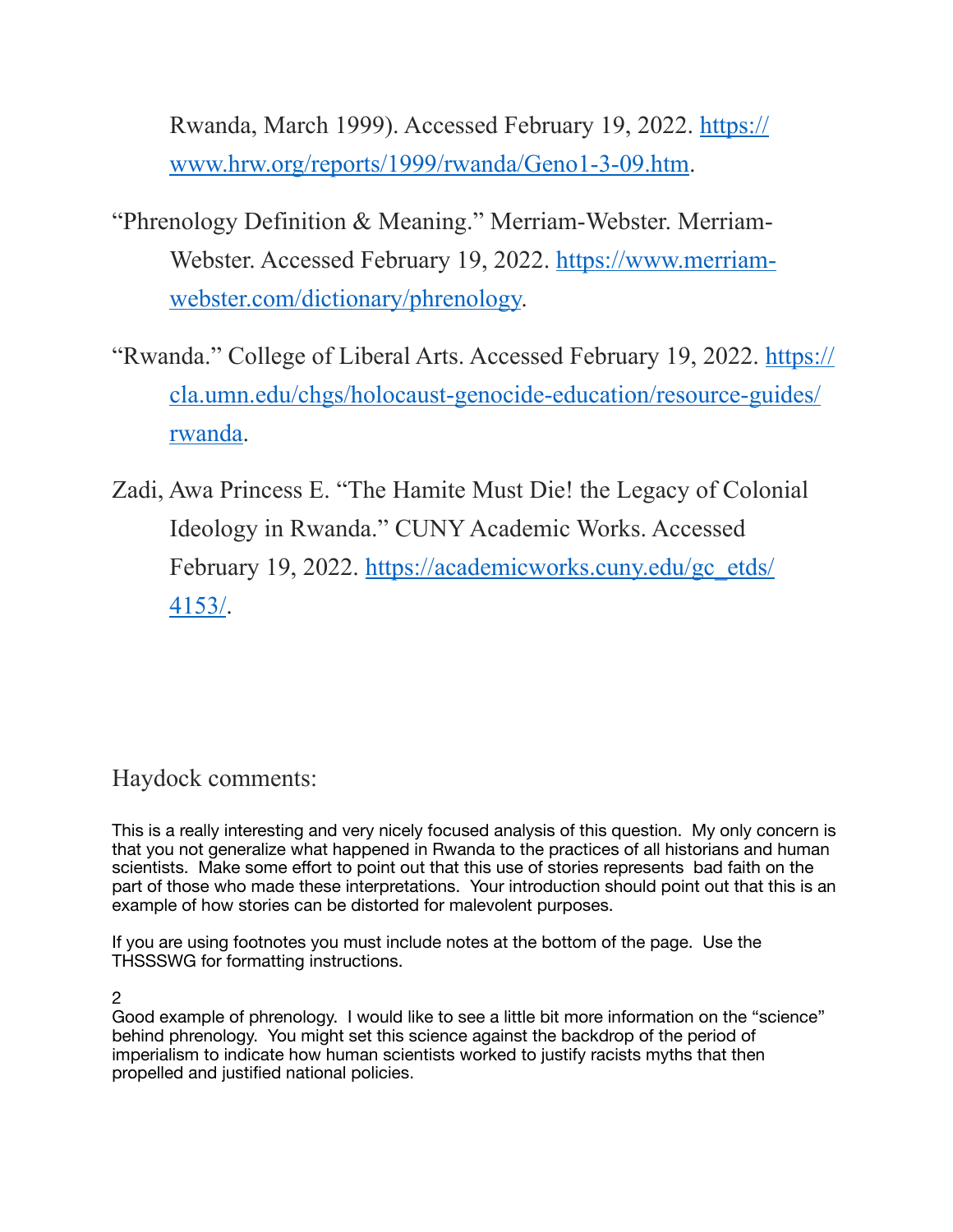Rwanda, March 1999). Accessed February 19, 2022. https://www.hrw.org/reports/1999/rwanda/Geno1-3-09.htm.

"Phrenology Definition & Meaning." Merriam-Webster. Merriam-Webster. Accessed February 19, 2022. https://www.merriam-webster.com/dictionary/phrenology.

"Rwanda." College of Liberal Arts. Accessed February 19, 2022. https://cla.umn.edu/chgs/holocaust-genocide-education/resource-guides/rwanda.

Zadi, Awa Princess E. "The Hamite Must Die! the Legacy of Colonial Ideology in Rwanda." CUNY Academic Works. Accessed February 19, 2022. https://academicworks.cuny.edu/gc_etds/4153/.

Haydock comments:

This is a really interesting and very nicely focused analysis of this question. My only concern is that you not generalize what happened in Rwanda to the practices of all historians and human scientists. Make some effort to point out that this use of stories represents bad faith on the part of those who made these interpretations. Your introduction should point out that this is an example of how stories can be distorted for malevolent purposes.

If you are using footnotes you must include notes at the bottom of the page. Use the THSSSWG for formatting instructions.

2
Good example of phrenology. I would like to see a little bit more information on the "science" behind phrenology. You might set this science against the backdrop of the period of imperialism to indicate how human scientists worked to justify racists myths that then propelled and justified national policies.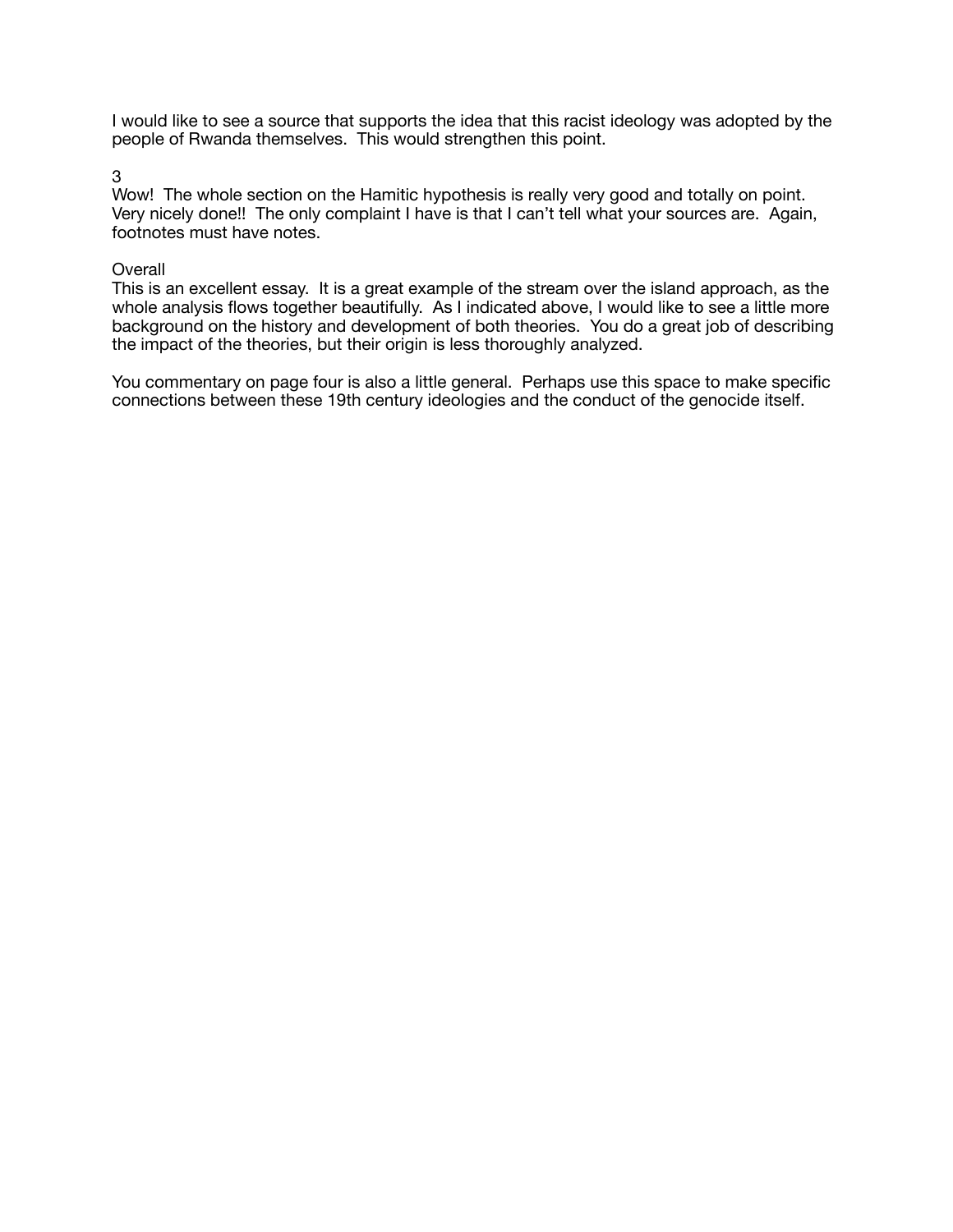I would like to see a source that supports the idea that this racist ideology was adopted by the people of Rwanda themselves. This would strengthen this point.

3

Wow! The whole section on the Hamitic hypothesis is really very good and totally on point. Very nicely done!! The only complaint I have is that I can't tell what your sources are. Again, footnotes must have notes.

Overall

This is an excellent essay. It is a great example of the stream over the island approach, as the whole analysis flows together beautifully. As I indicated above, I would like to see a little more background on the history and development of both theories. You do a great job of describing the impact of the theories, but their origin is less thoroughly analyzed.

You commentary on page four is also a little general. Perhaps use this space to make specific connections between these 19th century ideologies and the conduct of the genocide itself.